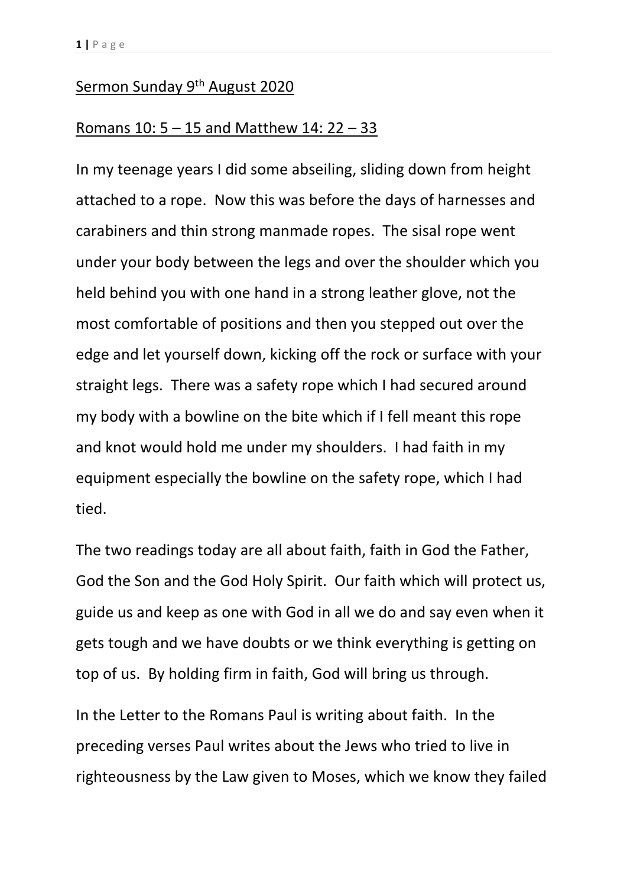Sermon Sunday 9th August 2020

Romans 10: 5 – 15 and Matthew 14: 22 – 33

In my teenage years I did some abseiling, sliding down from height attached to a rope. Now this was before the days of harnesses and carabiners and thin strong manmade ropes. The sisal rope went under your body between the legs and over the shoulder which you held behind you with one hand in a strong leather glove, not the most comfortable of positions and then you stepped out over the edge and let yourself down, kicking off the rock or surface with your straight legs. There was a safety rope which I had secured around my body with a bowline on the bite which if I fell meant this rope and knot would hold me under my shoulders. I had faith in my equipment especially the bowline on the safety rope, which I had tied.

The two readings today are all about faith, faith in God the Father, God the Son and the God Holy Spirit. Our faith which will protect us, guide us and keep as one with God in all we do and say even when it gets tough and we have doubts or we think everything is getting on top of us. By holding firm in faith, God will bring us through.

In the Letter to the Romans Paul is writing about faith. In the preceding verses Paul writes about the Jews who tried to live in righteousness by the Law given to Moses, which we know they failed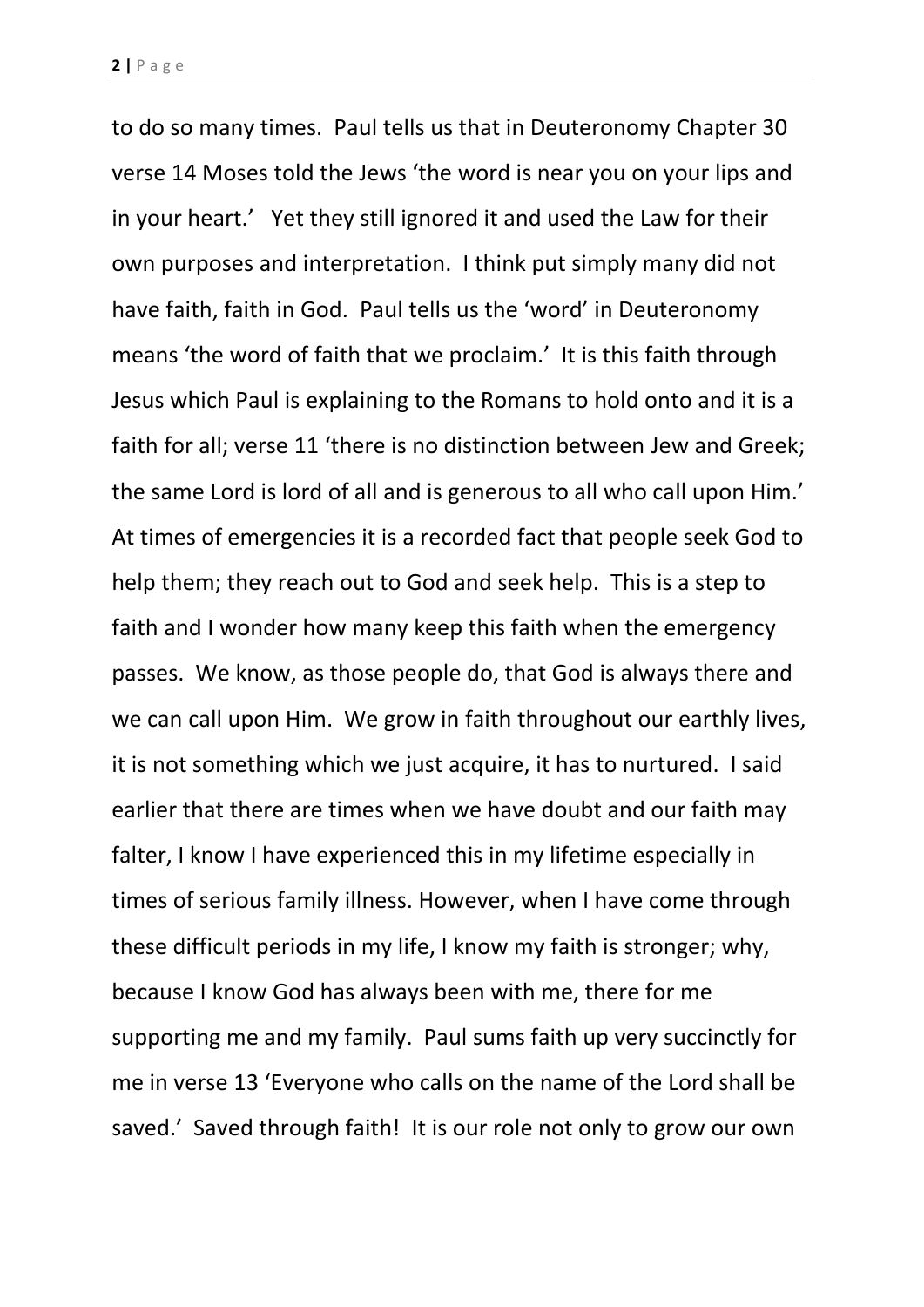to do so many times. Paul tells us that in Deuteronomy Chapter 30 verse 14 Moses told the Jews 'the word is near you on your lips and in your heart.' Yet they still ignored it and used the Law for their own purposes and interpretation. I think put simply many did not have faith, faith in God. Paul tells us the 'word' in Deuteronomy means 'the word of faith that we proclaim.' It is this faith through Jesus which Paul is explaining to the Romans to hold onto and it is a faith for all; verse 11 'there is no distinction between Jew and Greek; the same Lord is lord of all and is generous to all who call upon Him.' At times of emergencies it is a recorded fact that people seek God to help them; they reach out to God and seek help. This is a step to faith and I wonder how many keep this faith when the emergency passes. We know, as those people do, that God is always there and we can call upon Him. We grow in faith throughout our earthly lives, it is not something which we just acquire, it has to nurtured. I said earlier that there are times when we have doubt and our faith may falter, I know I have experienced this in my lifetime especially in times of serious family illness. However, when I have come through these difficult periods in my life, I know my faith is stronger; why, because I know God has always been with me, there for me supporting me and my family. Paul sums faith up very succinctly for me in verse 13 'Everyone who calls on the name of the Lord shall be saved.' Saved through faith! It is our role not only to grow our own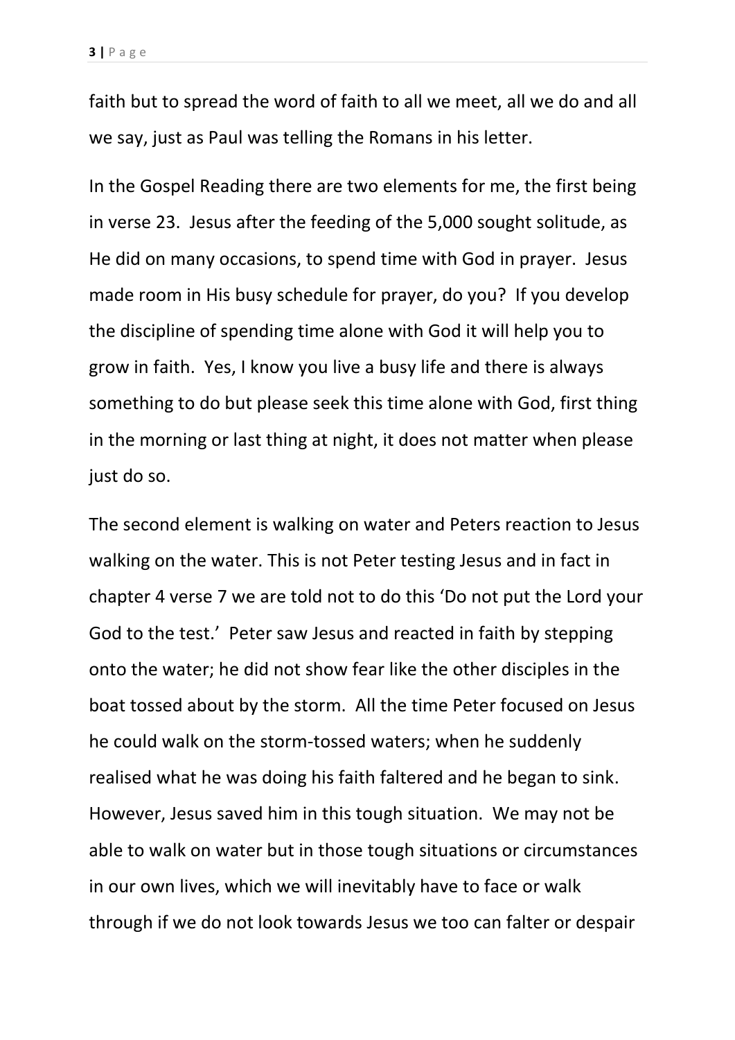faith but to spread the word of faith to all we meet, all we do and all we say, just as Paul was telling the Romans in his letter.

In the Gospel Reading there are two elements for me, the first being in verse 23. Jesus after the feeding of the 5,000 sought solitude, as He did on many occasions, to spend time with God in prayer. Jesus made room in His busy schedule for prayer, do you? If you develop the discipline of spending time alone with God it will help you to grow in faith. Yes, I know you live a busy life and there is always something to do but please seek this time alone with God, first thing in the morning or last thing at night, it does not matter when please just do so.

The second element is walking on water and Peters reaction to Jesus walking on the water. This is not Peter testing Jesus and in fact in chapter 4 verse 7 we are told not to do this 'Do not put the Lord your God to the test.' Peter saw Jesus and reacted in faith by stepping onto the water; he did not show fear like the other disciples in the boat tossed about by the storm. All the time Peter focused on Jesus he could walk on the storm-tossed waters; when he suddenly realised what he was doing his faith faltered and he began to sink. However, Jesus saved him in this tough situation. We may not be able to walk on water but in those tough situations or circumstances in our own lives, which we will inevitably have to face or walk through if we do not look towards Jesus we too can falter or despair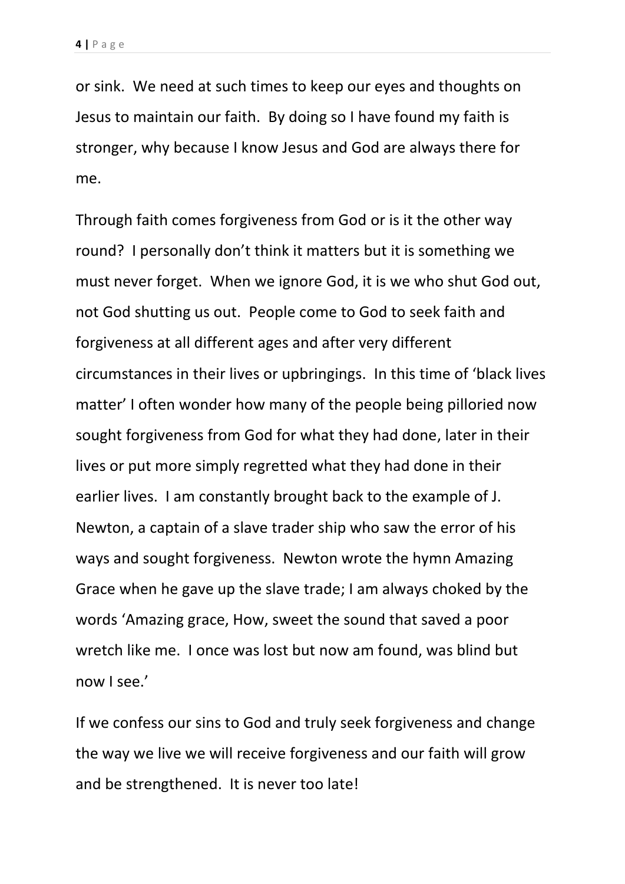or sink. We need at such times to keep our eyes and thoughts on Jesus to maintain our faith. By doing so I have found my faith is stronger, why because I know Jesus and God are always there for me.

Through faith comes forgiveness from God or is it the other way round? I personally don't think it matters but it is something we must never forget. When we ignore God, it is we who shut God out, not God shutting us out. People come to God to seek faith and forgiveness at all different ages and after very different circumstances in their lives or upbringings. In this time of 'black lives matter' I often wonder how many of the people being pilloried now sought forgiveness from God for what they had done, later in their lives or put more simply regretted what they had done in their earlier lives. I am constantly brought back to the example of J. Newton, a captain of a slave trader ship who saw the error of his ways and sought forgiveness. Newton wrote the hymn Amazing Grace when he gave up the slave trade; I am always choked by the words 'Amazing grace, How, sweet the sound that saved a poor wretch like me. I once was lost but now am found, was blind but now I see.'

If we confess our sins to God and truly seek forgiveness and change the way we live we will receive forgiveness and our faith will grow and be strengthened. It is never too late!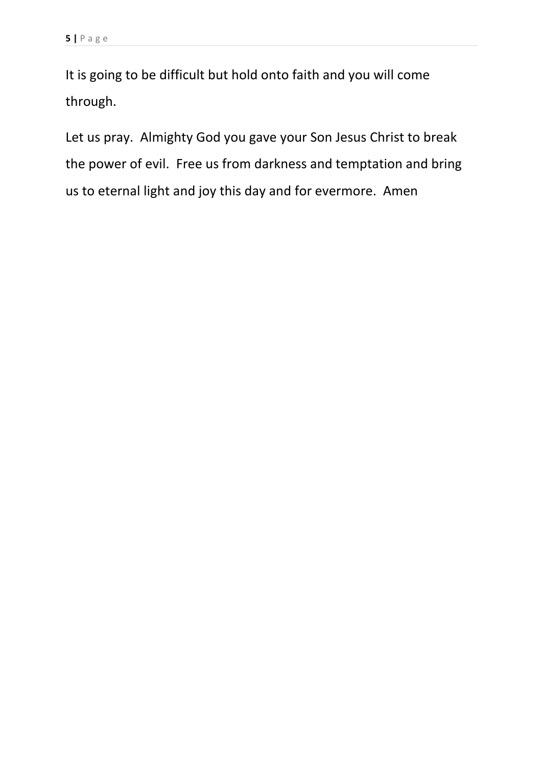It is going to be difficult but hold onto faith and you will come through.

Let us pray. Almighty God you gave your Son Jesus Christ to break the power of evil. Free us from darkness and temptation and bring us to eternal light and joy this day and for evermore. Amen